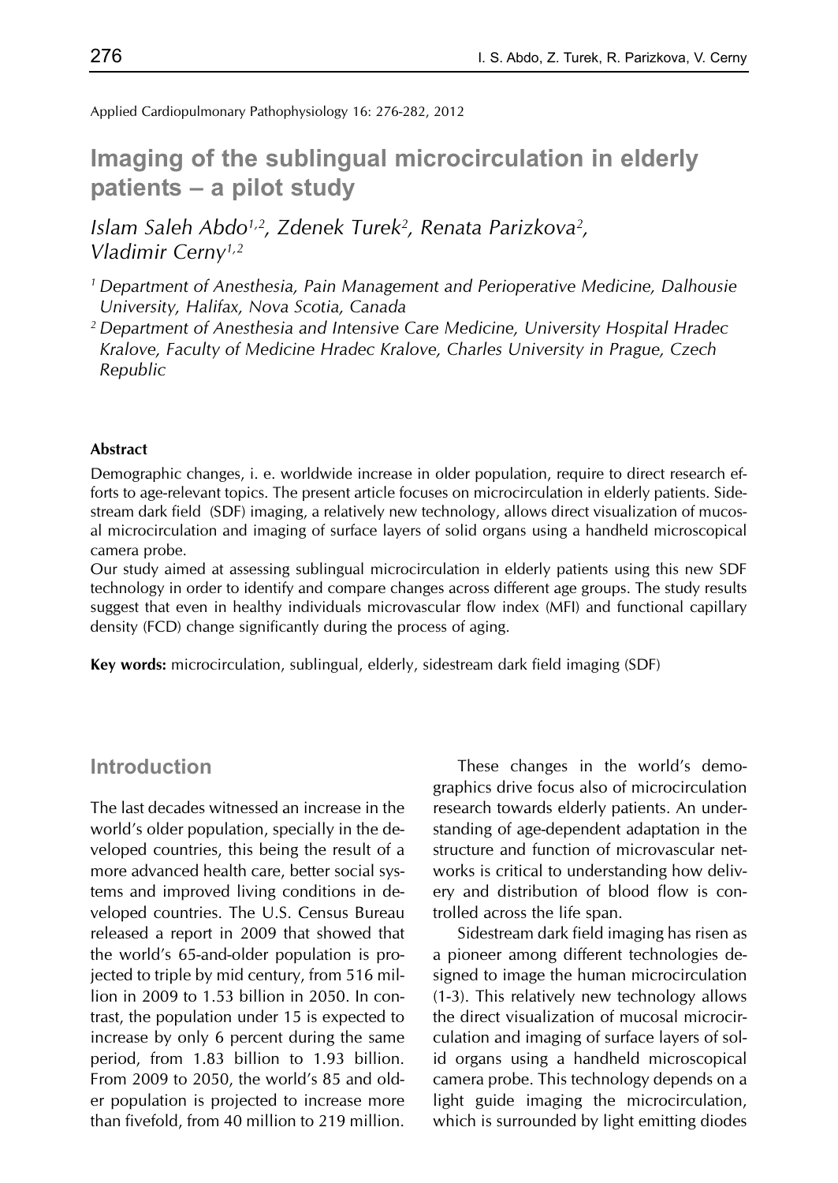Applied Cardiopulmonary Pathophysiology 16: 276-282, 2012

# Imaging of the sublingual microcirculation in elderly patients – a pilot study

*Islam Saleh Abdo[1,2], Zdenek Turek[2], Renata Parizkova[2], Vladimir Cerny[1,2]*

*[1] Department of Anesthesia, Pain Management and Perioperative Medicine, Dalhousie University, Halifax, Nova Scotia, Canada*

*[2] Department of Anesthesia and Intensive Care Medicine, University Hospital Hradec Kralove, Faculty of Medicine Hradec Kralove, Charles University in Prague, Czech Republic*

#### Abstract

Demographic changes, i. e. worldwide increase in older population, require to direct research efforts to age-relevant topics. The present article focuses on microcirculation in elderly patients. Sidestream dark field (SDF) imaging, a relatively new technology, allows direct visualization of mucosal microcirculation and imaging of surface layers of solid organs using a handheld microscopical camera probe.

Our study aimed at assessing sublingual microcirculation in elderly patients using this new SDF technology in order to identify and compare changes across different age groups. The study results suggest that even in healthy individuals microvascular flow index (MFI) and functional capillary density (FCD) change significantly during the process of aging.

**Key words:** microcirculation, sublingual, elderly, sidestream dark field imaging (SDF)

## Introduction

The last decades witnessed an increase in the world's older population, specially in the developed countries, this being the result of a more advanced health care, better social systems and improved living conditions in developed countries. The U.S. Census Bureau released a report in 2009 that showed that the world's 65-and-older population is projected to triple by mid century, from 516 million in 2009 to 1.53 billion in 2050. In contrast, the population under 15 is expected to increase by only 6 percent during the same period, from 1.83 billion to 1.93 billion. From 2009 to 2050, the world's 85 and older population is projected to increase more than fivefold, from 40 million to 219 million.

These changes in the world's demographics drive focus also of microcirculation research towards elderly patients. An understanding of age-dependent adaptation in the structure and function of microvascular networks is critical to understanding how delivery and distribution of blood flow is controlled across the life span.

Sidestream dark field imaging has risen as a pioneer among different technologies designed to image the human microcirculation (1-3). This relatively new technology allows the direct visualization of mucosal microcirculation and imaging of surface layers of solid organs using a handheld microscopical camera probe. This technology depends on a light guide imaging the microcirculation, which is surrounded by light emitting diodes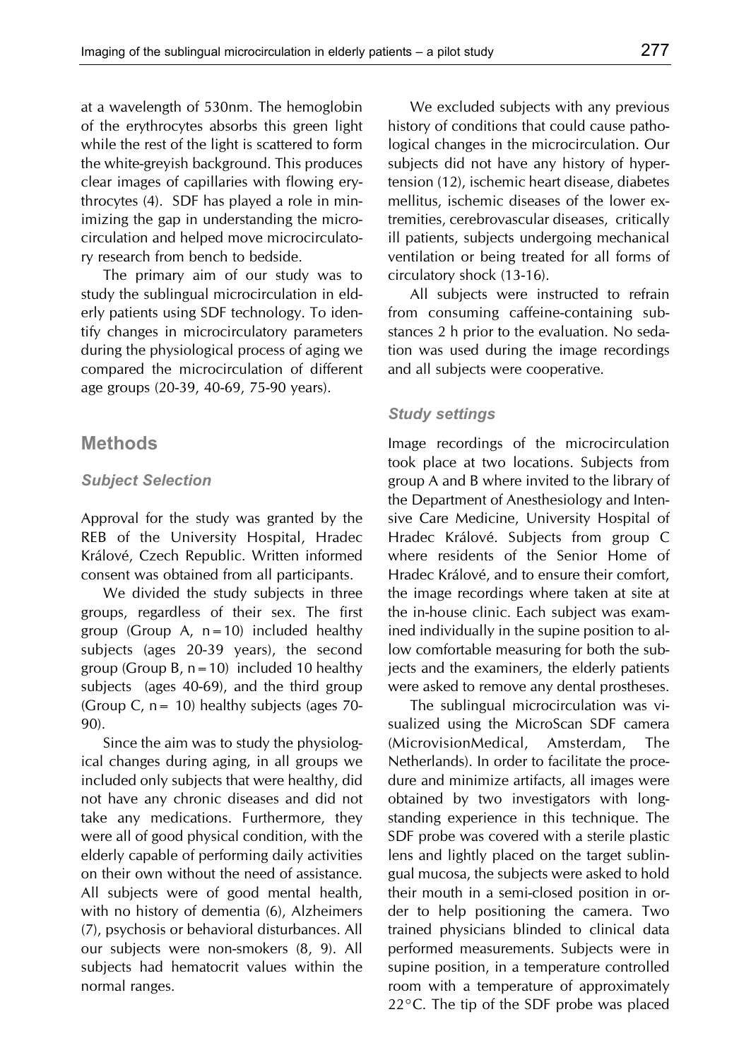at a wavelength of 530nm. The hemoglobin of the erythrocytes absorbs this green light while the rest of the light is scattered to form the white-greyish background. This produces clear images of capillaries with flowing erythrocytes (4). SDF has played a role in minimizing the gap in understanding the microcirculation and helped move microcirculatory research from bench to bedside.

The primary aim of our study was to study the sublingual microcirculation in elderly patients using SDF technology. To identify changes in microcirculatory parameters during the physiological process of aging we compared the microcirculation of different age groups (20-39, 40-69, 75-90 years).

## Methods

### *Subject Selection*

Approval for the study was granted by the REB of the University Hospital, Hradec Králové, Czech Republic. Written informed consent was obtained from all participants.

We divided the study subjects in three groups, regardless of their sex. The first group (Group A, n = 10) included healthy subjects (ages 20-39 years), the second group (Group B, n = 10) included 10 healthy subjects (ages 40-69), and the third group (Group C, n = 10) healthy subjects (ages 70-90).

Since the aim was to study the physiological changes during aging, in all groups we included only subjects that were healthy, did not have any chronic diseases and did not take any medications. Furthermore, they were all of good physical condition, with the elderly capable of performing daily activities on their own without the need of assistance. All subjects were of good mental health, with no history of dementia (6), Alzheimers (7), psychosis or behavioral disturbances. All our subjects were non-smokers (8, 9). All subjects had hematocrit values within the normal ranges.

We excluded subjects with any previous history of conditions that could cause pathological changes in the microcirculation. Our subjects did not have any history of hypertension (12), ischemic heart disease, diabetes mellitus, ischemic diseases of the lower extremities, cerebrovascular diseases, critically ill patients, subjects undergoing mechanical ventilation or being treated for all forms of circulatory shock (13-16).

All subjects were instructed to refrain from consuming caffeine-containing substances 2 h prior to the evaluation. No sedation was used during the image recordings and all subjects were cooperative.

### *Study settings*

Image recordings of the microcirculation took place at two locations. Subjects from group A and B where invited to the library of the Department of Anesthesiology and Intensive Care Medicine, University Hospital of Hradec Králové. Subjects from group C where residents of the Senior Home of Hradec Králové, and to ensure their comfort, the image recordings where taken at site at the in-house clinic. Each subject was examined individually in the supine position to allow comfortable measuring for both the subjects and the examiners, the elderly patients were asked to remove any dental prostheses.

The sublingual microcirculation was visualized using the MicroScan SDF camera (MicrovisionMedical, Amsterdam, The Netherlands). In order to facilitate the procedure and minimize artifacts, all images were obtained by two investigators with longstanding experience in this technique. The SDF probe was covered with a sterile plastic lens and lightly placed on the target sublingual mucosa, the subjects were asked to hold their mouth in a semi-closed position in order to help positioning the camera. Two trained physicians blinded to clinical data performed measurements. Subjects were in supine position, in a temperature controlled room with a temperature of approximately 22°C. The tip of the SDF probe was placed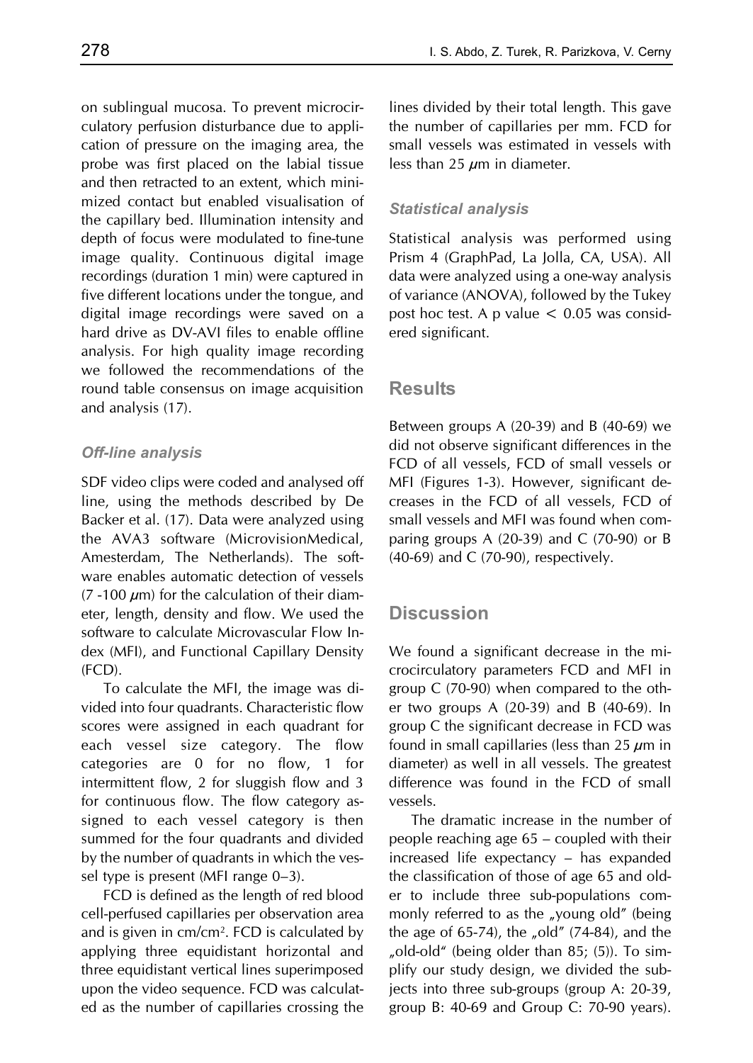on sublingual mucosa. To prevent microcirculatory perfusion disturbance due to application of pressure on the imaging area, the probe was first placed on the labial tissue and then retracted to an extent, which minimized contact but enabled visualisation of the capillary bed. Illumination intensity and depth of focus were modulated to fine-tune image quality. Continuous digital image recordings (duration 1 min) were captured in five different locations under the tongue, and digital image recordings were saved on a hard drive as DV-AVI files to enable offline analysis. For high quality image recording we followed the recommendations of the round table consensus on image acquisition and analysis (17).

### *Off-line analysis*

SDF video clips were coded and analysed off line, using the methods described by De Backer et al. (17). Data were analyzed using the AVA3 software (MicrovisionMedical, Amesterdam, The Netherlands). The software enables automatic detection of vessels (7 -100 $\mu$m) for the calculation of their diameter, length, density and flow. We used the software to calculate Microvascular Flow Index (MFI), and Functional Capillary Density (FCD).

To calculate the MFI, the image was divided into four quadrants. Characteristic flow scores were assigned in each quadrant for each vessel size category. The flow categories are 0 for no flow, 1 for intermittent flow, 2 for sluggish flow and 3 for continuous flow. The flow category assigned to each vessel category is then summed for the four quadrants and divided by the number of quadrants in which the vessel type is present (MFI range 0–3).

FCD is defined as the length of red blood cell-perfused capillaries per observation area and is given in cm/cm$^2$. FCD is calculated by applying three equidistant horizontal and three equidistant vertical lines superimposed upon the video sequence. FCD was calculated as the number of capillaries crossing the lines divided by their total length. This gave the number of capillaries per mm. FCD for small vessels was estimated in vessels with less than 25 $\mu$m in diameter.

### *Statistical analysis*

Statistical analysis was performed using Prism 4 (GraphPad, La Jolla, CA, USA). All data were analyzed using a one-way analysis of variance (ANOVA), followed by the Tukey post hoc test. A p value $< 0.05$ was considered significant.

## Results

Between groups A (20-39) and B (40-69) we did not observe significant differences in the FCD of all vessels, FCD of small vessels or MFI (Figures 1-3). However, significant decreases in the FCD of all vessels, FCD of small vessels and MFI was found when comparing groups A (20-39) and C (70-90) or B (40-69) and C (70-90), respectively.

## Discussion

We found a significant decrease in the microcirculatory parameters FCD and MFI in group C (70-90) when compared to the other two groups A (20-39) and B (40-69). In group C the significant decrease in FCD was found in small capillaries (less than 25 $\mu$m in diameter) as well in all vessels. The greatest difference was found in the FCD of small vessels.

The dramatic increase in the number of people reaching age 65 – coupled with their increased life expectancy – has expanded the classification of those of age 65 and older to include three sub-populations commonly referred to as the „young old" (being the age of 65-74), the „old" (74-84), and the „old-old" (being older than 85; (5)). To simplify our study design, we divided the subjects into three sub-groups (group A: 20-39, group B: 40-69 and Group C: 70-90 years).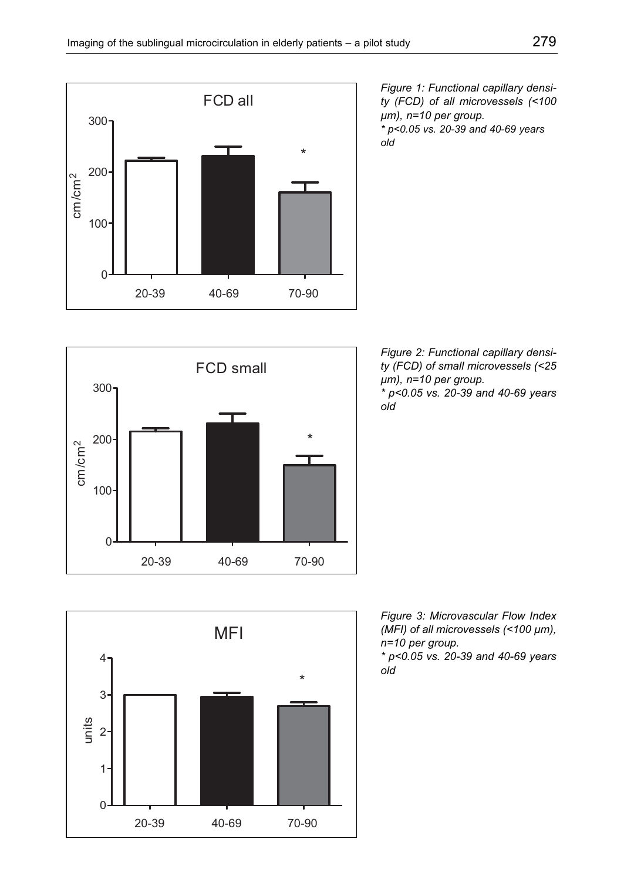*Figure 1: Functional capillary density (FCD) of all microvessels (<100 μm), n=10 per group.*
*\* p<0.05 vs. 20-39 and 40-69 years old*

*Figure 2: Functional capillary density (FCD) of small microvessels (<25 μm), n=10 per group.*
*\* p<0.05 vs. 20-39 and 40-69 years old*

*Figure 3: Microvascular Flow Index (MFI) of all microvessels (<100 μm), n=10 per group.*
*\* p<0.05 vs. 20-39 and 40-69 years old*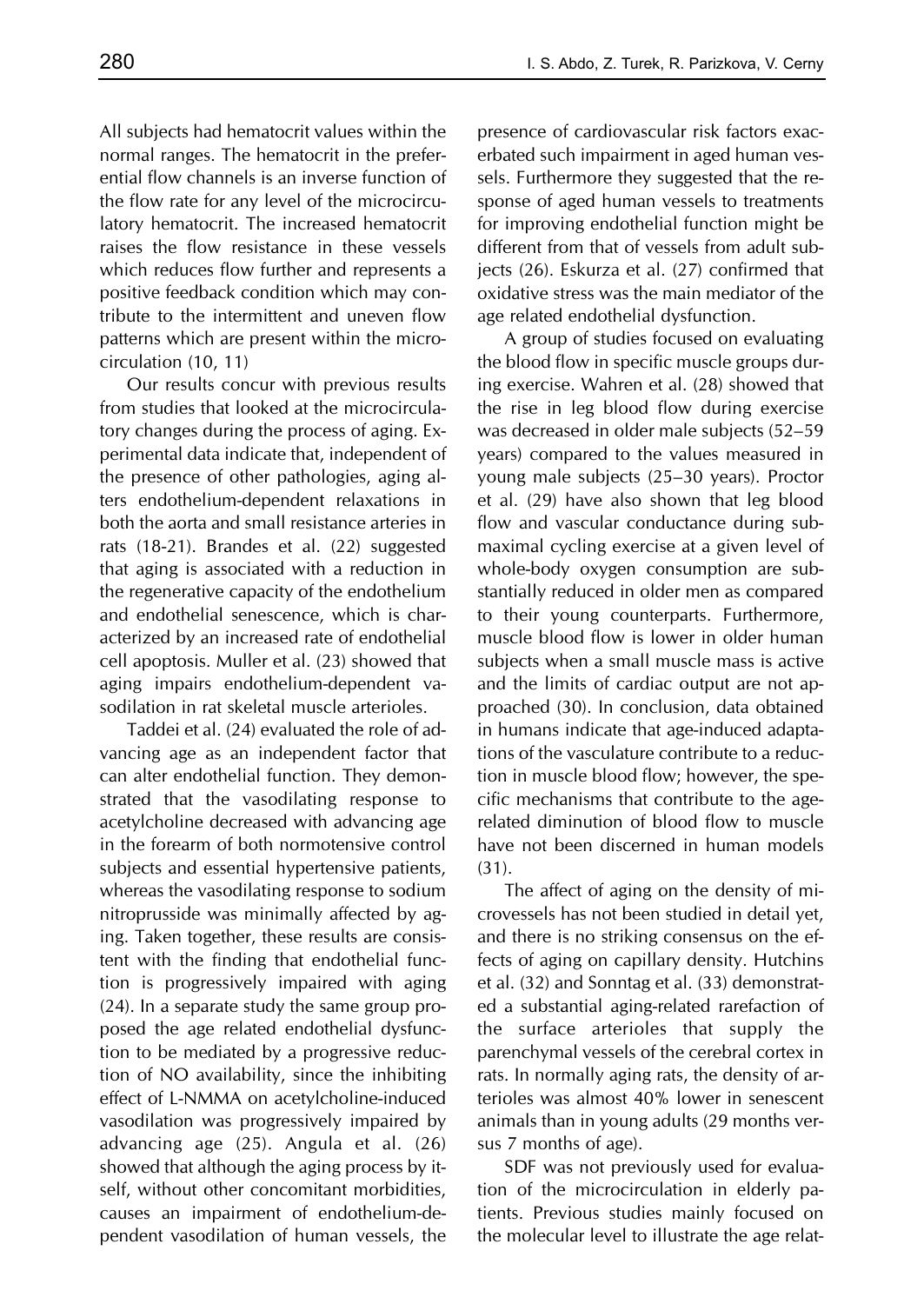All subjects had hematocrit values within the normal ranges. The hematocrit in the preferential flow channels is an inverse function of the flow rate for any level of the microcirculatory hematocrit. The increased hematocrit raises the flow resistance in these vessels which reduces flow further and represents a positive feedback condition which may contribute to the intermittent and uneven flow patterns which are present within the microcirculation (10, 11)

Our results concur with previous results from studies that looked at the microcirculatory changes during the process of aging. Experimental data indicate that, independent of the presence of other pathologies, aging alters endothelium-dependent relaxations in both the aorta and small resistance arteries in rats (18-21). Brandes et al. (22) suggested that aging is associated with a reduction in the regenerative capacity of the endothelium and endothelial senescence, which is characterized by an increased rate of endothelial cell apoptosis. Muller et al. (23) showed that aging impairs endothelium-dependent vasodilation in rat skeletal muscle arterioles.

Taddei et al. (24) evaluated the role of advancing age as an independent factor that can alter endothelial function. They demonstrated that the vasodilating response to acetylcholine decreased with advancing age in the forearm of both normotensive control subjects and essential hypertensive patients, whereas the vasodilating response to sodium nitroprusside was minimally affected by aging. Taken together, these results are consistent with the finding that endothelial function is progressively impaired with aging (24). In a separate study the same group proposed the age related endothelial dysfunction to be mediated by a progressive reduction of NO availability, since the inhibiting effect of L-NMMA on acetylcholine-induced vasodilation was progressively impaired by advancing age (25). Angula et al. (26) showed that although the aging process by itself, without other concomitant morbidities, causes an impairment of endothelium-dependent vasodilation of human vessels, the presence of cardiovascular risk factors exacerbated such impairment in aged human vessels. Furthermore they suggested that the response of aged human vessels to treatments for improving endothelial function might be different from that of vessels from adult subjects (26). Eskurza et al. (27) confirmed that oxidative stress was the main mediator of the age related endothelial dysfunction.

A group of studies focused on evaluating the blood flow in specific muscle groups during exercise. Wahren et al. (28) showed that the rise in leg blood flow during exercise was decreased in older male subjects (52–59 years) compared to the values measured in young male subjects (25–30 years). Proctor et al. (29) have also shown that leg blood flow and vascular conductance during submaximal cycling exercise at a given level of whole-body oxygen consumption are substantially reduced in older men as compared to their young counterparts. Furthermore, muscle blood flow is lower in older human subjects when a small muscle mass is active and the limits of cardiac output are not approached (30). In conclusion, data obtained in humans indicate that age-induced adaptations of the vasculature contribute to a reduction in muscle blood flow; however, the specific mechanisms that contribute to the age-related diminution of blood flow to muscle have not been discerned in human models (31).

The affect of aging on the density of microvessels has not been studied in detail yet, and there is no striking consensus on the effects of aging on capillary density. Hutchins et al. (32) and Sonntag et al. (33) demonstrated a substantial aging-related rarefaction of the surface arterioles that supply the parenchymal vessels of the cerebral cortex in rats. In normally aging rats, the density of arterioles was almost 40% lower in senescent animals than in young adults (29 months versus 7 months of age).

SDF was not previously used for evaluation of the microcirculation in elderly patients. Previous studies mainly focused on the molecular level to illustrate the age relat-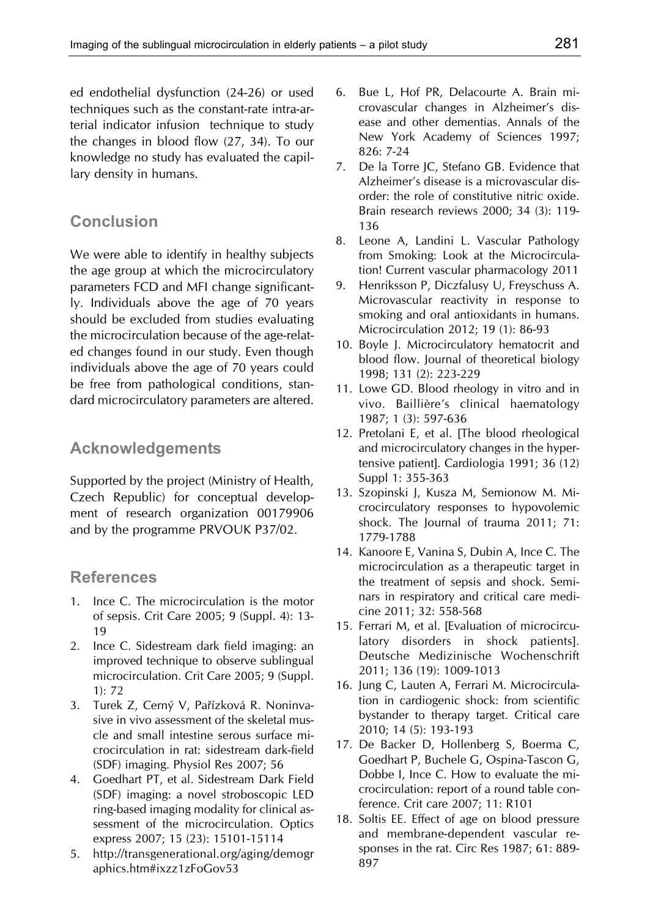ed endothelial dysfunction (24-26) or used techniques such as the constant-rate intra-arterial indicator infusion technique to study the changes in blood flow (27, 34). To our knowledge no study has evaluated the capillary density in humans.

## Conclusion

We were able to identify in healthy subjects the age group at which the microcirculatory parameters FCD and MFI change significantly. Individuals above the age of 70 years should be excluded from studies evaluating the microcirculation because of the age-related changes found in our study. Even though individuals above the age of 70 years could be free from pathological conditions, standard microcirculatory parameters are altered.

## Acknowledgements

Supported by the project (Ministry of Health, Czech Republic) for conceptual development of research organization 00179906 and by the programme PRVOUK P37/02.

## References

1. Ince C. The microcirculation is the motor of sepsis. Crit Care 2005; 9 (Suppl. 4): 13-19
2. Ince C. Sidestream dark field imaging: an improved technique to observe sublingual microcirculation. Crit Care 2005; 9 (Suppl. 1): 72
3. Turek Z, Cerný V, Pařízková R. Noninvasive in vivo assessment of the skeletal muscle and small intestine serous surface microcirculation in rat: sidestream dark-field (SDF) imaging. Physiol Res 2007; 56
4. Goedhart PT, et al. Sidestream Dark Field (SDF) imaging: a novel stroboscopic LED ring-based imaging modality for clinical assessment of the microcirculation. Optics express 2007; 15 (23): 15101-15114
5. http://transgenerational.org/aging/demographics.htm#ixzz1zFoGov53
6. Bue L, Hof PR, Delacourte A. Brain microvascular changes in Alzheimer's disease and other dementias. Annals of the New York Academy of Sciences 1997; 826: 7-24
7. De la Torre JC, Stefano GB. Evidence that Alzheimer's disease is a microvascular disorder: the role of constitutive nitric oxide. Brain research reviews 2000; 34 (3): 119-136
8. Leone A, Landini L. Vascular Pathology from Smoking: Look at the Microcirculation! Current vascular pharmacology 2011
9. Henriksson P, Diczfalusy U, Freyschuss A. Microvascular reactivity in response to smoking and oral antioxidants in humans. Microcirculation 2012; 19 (1): 86-93
10. Boyle J. Microcirculatory hematocrit and blood flow. Journal of theoretical biology 1998; 131 (2): 223-229
11. Lowe GD. Blood rheology in vitro and in vivo. Baillière's clinical haematology 1987; 1 (3): 597-636
12. Pretolani E, et al. [The blood rheological and microcirculatory changes in the hypertensive patient]. Cardiologia 1991; 36 (12) Suppl 1: 355-363
13. Szopinski J, Kusza M, Semionow M. Microcirculatory responses to hypovolemic shock. The Journal of trauma 2011; 71: 1779-1788
14. Kanoore E, Vanina S, Dubin A, Ince C. The microcirculation as a therapeutic target in the treatment of sepsis and shock. Seminars in respiratory and critical care medicine 2011; 32: 558-568
15. Ferrari M, et al. [Evaluation of microcirculatory disorders in shock patients]. Deutsche Medizinische Wochenschrift 2011; 136 (19): 1009-1013
16. Jung C, Lauten A, Ferrari M. Microcirculation in cardiogenic shock: from scientific bystander to therapy target. Critical care 2010; 14 (5): 193-193
17. De Backer D, Hollenberg S, Boerma C, Goedhart P, Buchele G, Ospina-Tascon G, Dobbe I, Ince C. How to evaluate the microcirculation: report of a round table conference. Crit care 2007; 11: R101
18. Soltis EE. Effect of age on blood pressure and membrane-dependent vascular responses in the rat. Circ Res 1987; 61: 889-897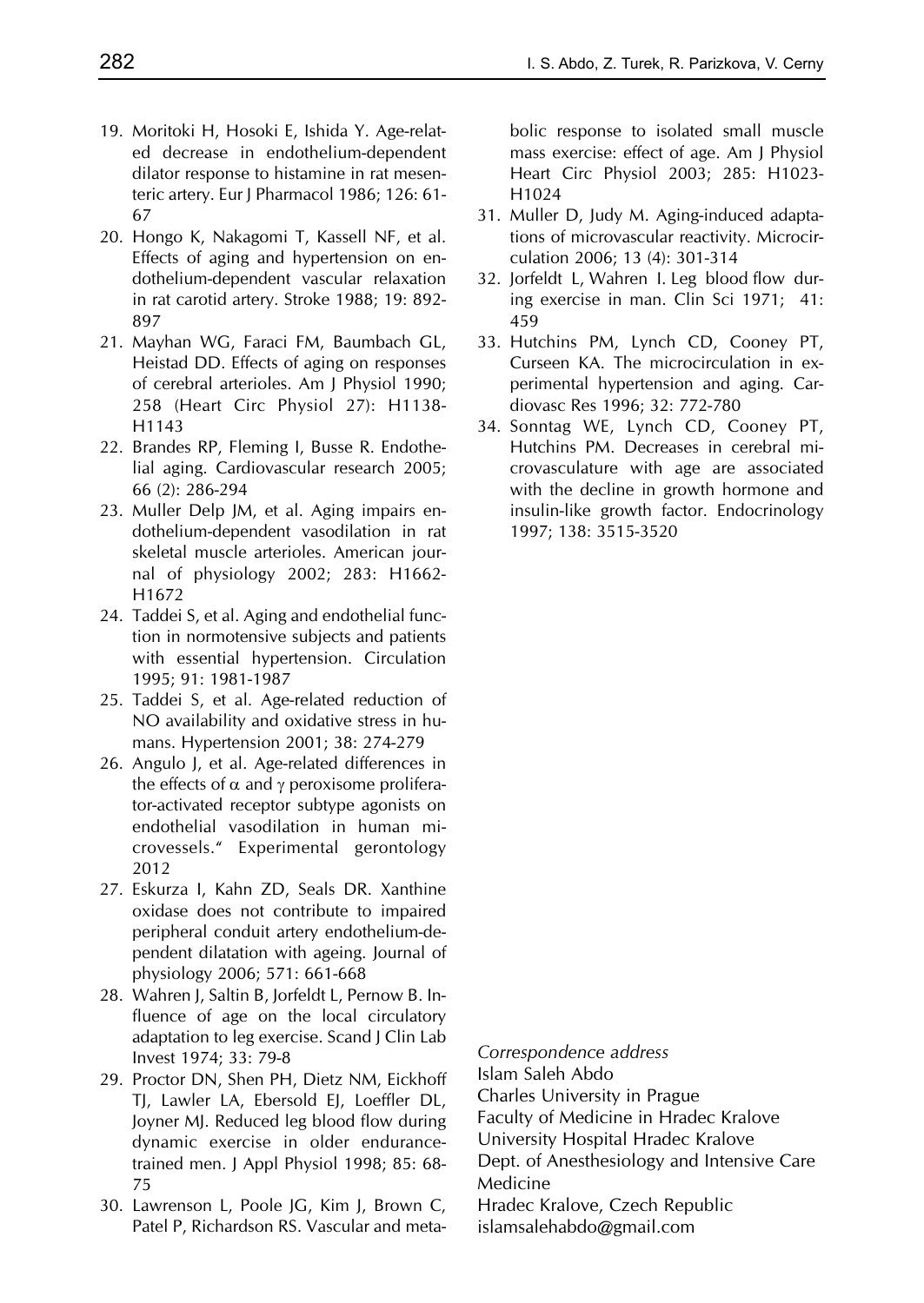19. Moritoki H, Hosoki E, Ishida Y. Age-related decrease in endothelium-dependent dilator response to histamine in rat mesenteric artery. Eur J Pharmacol 1986; 126: 61-67
20. Hongo K, Nakagomi T, Kassell NF, et al. Effects of aging and hypertension on endothelium-dependent vascular relaxation in rat carotid artery. Stroke 1988; 19: 892-897
21. Mayhan WG, Faraci FM, Baumbach GL, Heistad DD. Effects of aging on responses of cerebral arterioles. Am J Physiol 1990; 258 (Heart Circ Physiol 27): H1138-H1143
22. Brandes RP, Fleming I, Busse R. Endothelial aging. Cardiovascular research 2005; 66 (2): 286-294
23. Muller Delp JM, et al. Aging impairs endothelium-dependent vasodilation in rat skeletal muscle arterioles. American journal of physiology 2002; 283: H1662-H1672
24. Taddei S, et al. Aging and endothelial function in normotensive subjects and patients with essential hypertension. Circulation 1995; 91: 1981-1987
25. Taddei S, et al. Age-related reduction of NO availability and oxidative stress in humans. Hypertension 2001; 38: 274-279
26. Angulo J, et al. Age-related differences in the effects of $\alpha$ and $\gamma$ peroxisome proliferator-activated receptor subtype agonists on endothelial vasodilation in human microvessels." Experimental gerontology 2012
27. Eskurza I, Kahn ZD, Seals DR. Xanthine oxidase does not contribute to impaired peripheral conduit artery endothelium-dependent dilatation with ageing. Journal of physiology 2006; 571: 661-668
28. Wahren J, Saltin B, Jorfeldt L, Pernow B. Influence of age on the local circulatory adaptation to leg exercise. Scand J Clin Lab Invest 1974; 33: 79-8
29. Proctor DN, Shen PH, Dietz NM, Eickhoff TJ, Lawler LA, Ebersold EJ, Loeffler DL, Joyner MJ. Reduced leg blood flow during dynamic exercise in older endurance-trained men. J Appl Physiol 1998; 85: 68-75
30. Lawrenson L, Poole JG, Kim J, Brown C, Patel P, Richardson RS. Vascular and metabolic response to isolated small muscle mass exercise: effect of age. Am J Physiol Heart Circ Physiol 2003; 285: H1023-H1024
31. Muller D, Judy M. Aging-induced adaptations of microvascular reactivity. Microcirculation 2006; 13 (4): 301-314
32. Jorfeldt L, Wahren I. Leg blood flow during exercise in man. Clin Sci 1971; 41: 459
33. Hutchins PM, Lynch CD, Cooney PT, Curseen KA. The microcirculation in experimental hypertension and aging. Cardiovasc Res 1996; 32: 772-780
34. Sonntag WE, Lynch CD, Cooney PT, Hutchins PM. Decreases in cerebral microvasculature with age are associated with the decline in growth hormone and insulin-like growth factor. Endocrinology 1997; 138: 3515-3520

*Correspondence address*
Islam Saleh Abdo
Charles University in Prague
Faculty of Medicine in Hradec Kralove
University Hospital Hradec Kralove
Dept. of Anesthesiology and Intensive Care Medicine
Hradec Kralove, Czech Republic
islamsalehabdo@gmail.com